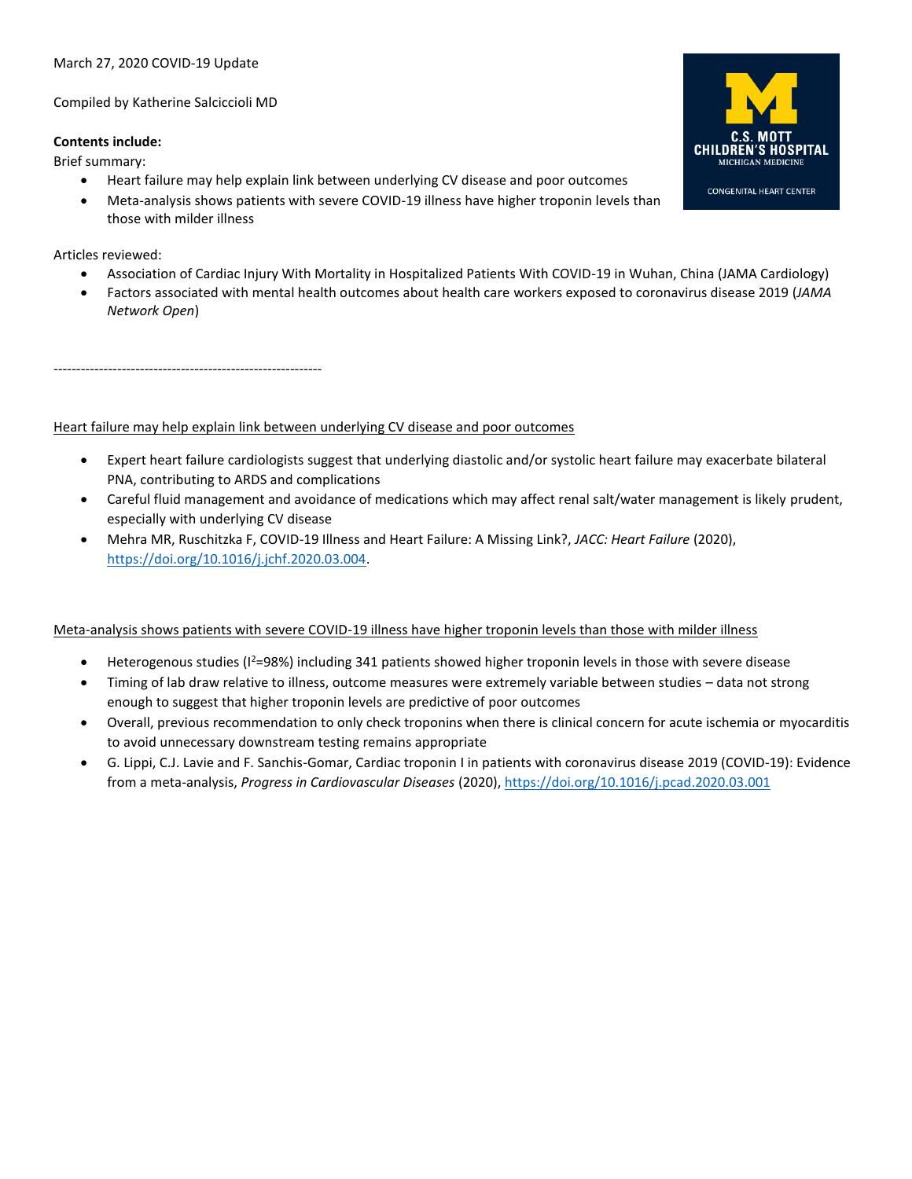March 27, 2020 COVID-19 Update

Compiled by Katherine Salciccioli MD

**Contents include:**

Brief summary:

- Heart failure may help explain link between underlying CV disease and poor outcomes
- Meta-analysis shows patients with severe COVID-19 illness have higher troponin levels than those with milder illness

Articles reviewed:

- Association of Cardiac Injury With Mortality in Hospitalized Patients With COVID-19 in Wuhan, China (JAMA Cardiology)
- Factors associated with mental health outcomes about health care workers exposed to coronavirus disease 2019 (*JAMA Network Open*)

-----------------------------------------------------------

Heart failure may help explain link between underlying CV disease and poor outcomes

- Expert heart failure cardiologists suggest that underlying diastolic and/or systolic heart failure may exacerbate bilateral PNA, contributing to ARDS and complications
- Careful fluid management and avoidance of medications which may affect renal salt/water management is likely prudent, especially with underlying CV disease
- Mehra MR, Ruschitzka F, COVID-19 Illness and Heart Failure: A Missing Link?, *JACC: Heart Failure* (2020), https://doi.org/10.1016/j.jchf.2020.03.004.

Meta-analysis shows patients with severe COVID-19 illness have higher troponin levels than those with milder illness

- Heterogenous studies ($I^2$=98%) including 341 patients showed higher troponin levels in those with severe disease
- Timing of lab draw relative to illness, outcome measures were extremely variable between studies – data not strong enough to suggest that higher troponin levels are predictive of poor outcomes
- Overall, previous recommendation to only check troponins when there is clinical concern for acute ischemia or myocarditis to avoid unnecessary downstream testing remains appropriate
- G. Lippi, C.J. Lavie and F. Sanchis-Gomar, Cardiac troponin I in patients with coronavirus disease 2019 (COVID-19): Evidence from a meta-analysis, *Progress in Cardiovascular Diseases* (2020), https://doi.org/10.1016/j.pcad.2020.03.001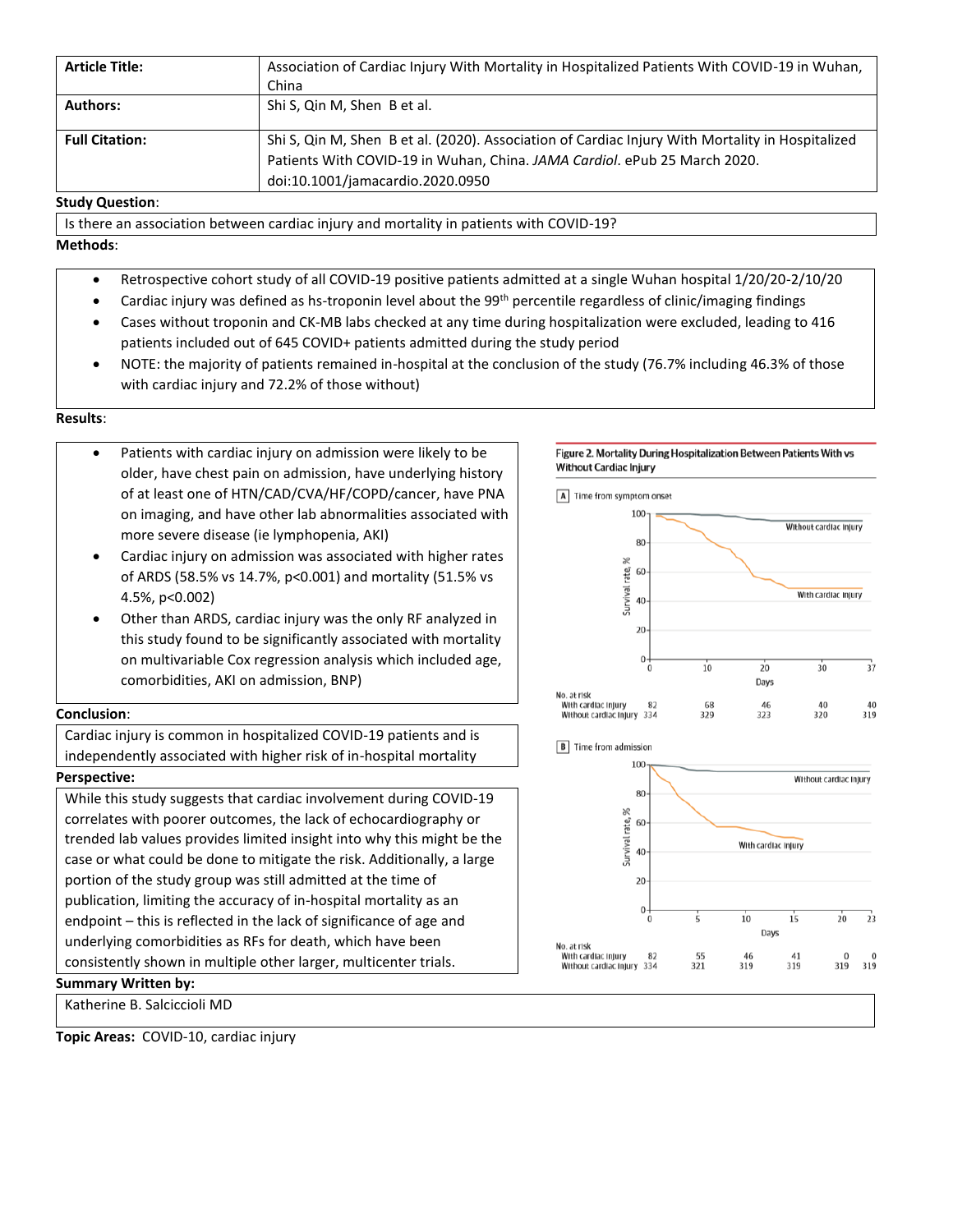| **Article Title:** | Association of Cardiac Injury With Mortality in Hospitalized Patients With COVID-19 in Wuhan, China |
|---|---|
| **Authors:** | Shi S, Qin M, Shen B et al. |
| **Full Citation:** | Shi S, Qin M, Shen B et al. (2020). Association of Cardiac Injury With Mortality in Hospitalized Patients With COVID-19 in Wuhan, China. *JAMA Cardiol*. ePub 25 March 2020. doi:10.1001/jamacardio.2020.0950 |

**Study Question**:

Is there an association between cardiac injury and mortality in patients with COVID-19?

**Methods**:

- Retrospective cohort study of all COVID-19 positive patients admitted at a single Wuhan hospital 1/20/20-2/10/20
- Cardiac injury was defined as hs-troponin level about the 99th percentile regardless of clinic/imaging findings
- Cases without troponin and CK-MB labs checked at any time during hospitalization were excluded, leading to 416 patients included out of 645 COVID+ patients admitted during the study period
- NOTE: the majority of patients remained in-hospital at the conclusion of the study (76.7% including 46.3% of those with cardiac injury and 72.2% of those without)

**Results**:

- Patients with cardiac injury on admission were likely to be older, have chest pain on admission, have underlying history of at least one of HTN/CAD/CVA/HF/COPD/cancer, have PNA on imaging, and have other lab abnormalities associated with more severe disease (ie lymphopenia, AKI)
- Cardiac injury on admission was associated with higher rates of ARDS (58.5% vs 14.7%, $p<0.001$) and mortality (51.5% vs 4.5%, $p<0.002$)
- Other than ARDS, cardiac injury was the only RF analyzed in this study found to be significantly associated with mortality on multivariable Cox regression analysis which included age, comorbidities, AKI on admission, BNP)

Figure 2. Mortality During Hospitalization Between Patients With vs Without Cardiac Injury

A Time from symptom onset

| No. at risk | 0 | 10 | 20 | 30 | 37 |
|---|---|---|---|---|---|
| With cardiac injury | 82 | 68 | 46 | 40 | 40 |
| Without cardiac injury | 334 | 329 | 323 | 320 | 319 |

B Time from admission

| No. at risk | 0 | 5 | 10 | 15 | 20 | 23 |
|---|---|---|---|---|---|---|
| With cardiac injury | 82 | 55 | 46 | 41 | 0 | 0 |
| Without cardiac injury | 334 | 321 | 319 | 319 | 319 | 319 |

**Conclusion**:

Cardiac injury is common in hospitalized COVID-19 patients and is independently associated with higher risk of in-hospital mortality

**Perspective:**

While this study suggests that cardiac involvement during COVID-19 correlates with poorer outcomes, the lack of echocardiography or trended lab values provides limited insight into why this might be the case or what could be done to mitigate the risk. Additionally, a large portion of the study group was still admitted at the time of publication, limiting the accuracy of in-hospital mortality as an endpoint – this is reflected in the lack of significance of age and underlying comorbidities as RFs for death, which have been consistently shown in multiple other larger, multicenter trials.

**Summary Written by:**

Katherine B. Salciccioli MD

**Topic Areas:** COVID-10, cardiac injury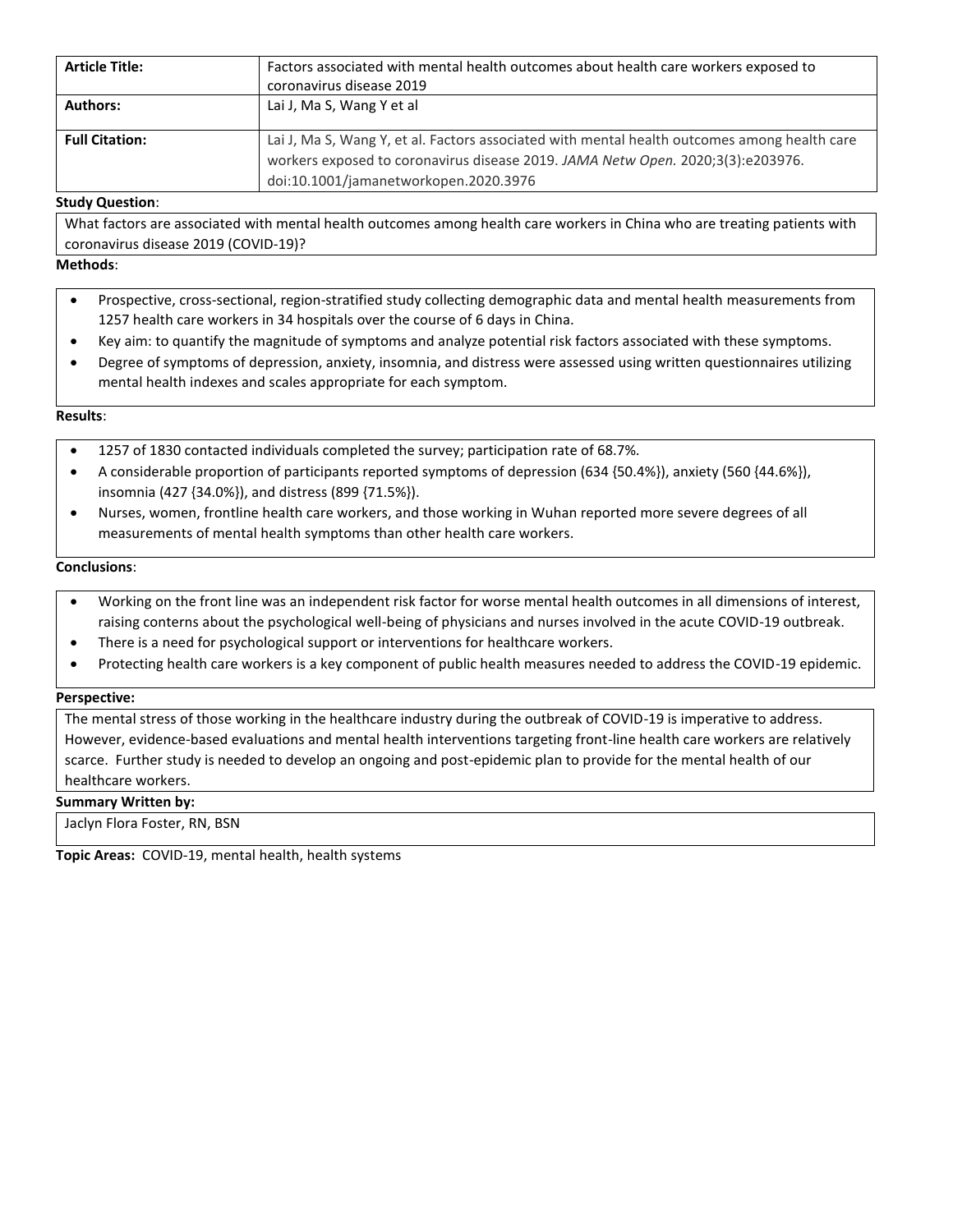| | |
|---|---|
| **Article Title:** | Factors associated with mental health outcomes about health care workers exposed to coronavirus disease 2019 |
| **Authors:** | Lai J, Ma S, Wang Y et al |
| **Full Citation:** | Lai J, Ma S, Wang Y, et al. Factors associated with mental health outcomes among health care workers exposed to coronavirus disease 2019. *JAMA Netw Open.* 2020;3(3):e203976. doi:10.1001/jamanetworkopen.2020.3976 |

**Study Question**:

What factors are associated with mental health outcomes among health care workers in China who are treating patients with coronavirus disease 2019 (COVID-19)?

**Methods**:

- Prospective, cross-sectional, region-stratified study collecting demographic data and mental health measurements from 1257 health care workers in 34 hospitals over the course of 6 days in China.
- Key aim: to quantify the magnitude of symptoms and analyze potential risk factors associated with these symptoms.
- Degree of symptoms of depression, anxiety, insomnia, and distress were assessed using written questionnaires utilizing mental health indexes and scales appropriate for each symptom.

**Results**:

- 1257 of 1830 contacted individuals completed the survey; participation rate of 68.7%.
- A considerable proportion of participants reported symptoms of depression (634 {50.4%}), anxiety (560 {44.6%}), insomnia (427 {34.0%}), and distress (899 {71.5%}).
- Nurses, women, frontline health care workers, and those working in Wuhan reported more severe degrees of all measurements of mental health symptoms than other health care workers.

**Conclusions**:

- Working on the front line was an independent risk factor for worse mental health outcomes in all dimensions of interest, raising conterns about the psychological well-being of physicians and nurses involved in the acute COVID-19 outbreak.
- There is a need for psychological support or interventions for healthcare workers.
- Protecting health care workers is a key component of public health measures needed to address the COVID-19 epidemic.

**Perspective:**

The mental stress of those working in the healthcare industry during the outbreak of COVID-19 is imperative to address. However, evidence-based evaluations and mental health interventions targeting front-line health care workers are relatively scarce. Further study is needed to develop an ongoing and post-epidemic plan to provide for the mental health of our healthcare workers.

**Summary Written by:**

Jaclyn Flora Foster, RN, BSN

**Topic Areas:** COVID-19, mental health, health systems